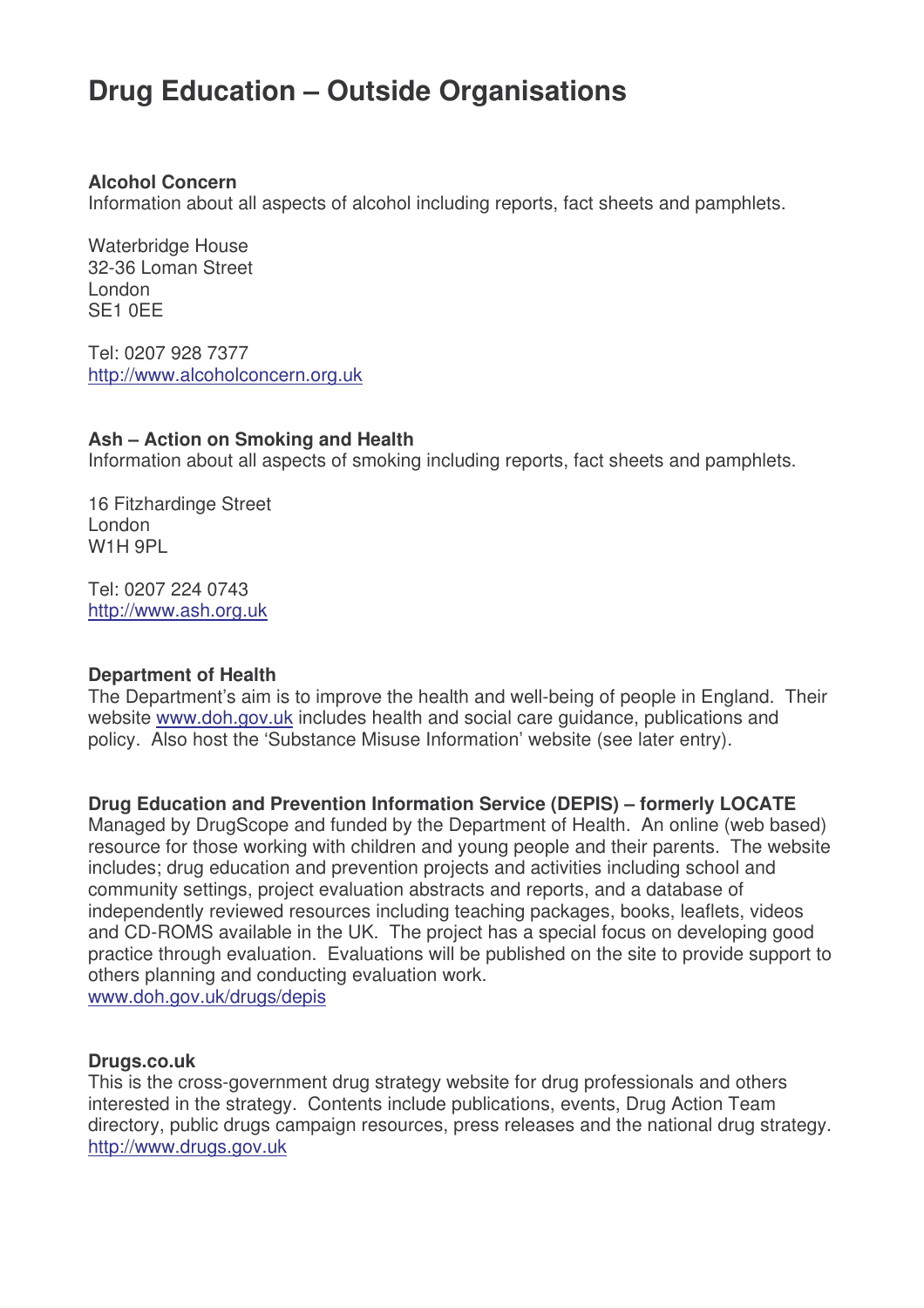# Drug Education – Outside Organisations

**Alcohol Concern**
Information about all aspects of alcohol including reports, fact sheets and pamphlets.

Waterbridge House
32-36 Loman Street
London
SE1 0EE

Tel: 0207 928 7377
http://www.alcoholconcern.org.uk

**Ash – Action on Smoking and Health**
Information about all aspects of smoking including reports, fact sheets and pamphlets.

16 Fitzhardinge Street
London
W1H 9PL

Tel: 0207 224 0743
http://www.ash.org.uk

**Department of Health**
The Department's aim is to improve the health and well-being of people in England. Their website www.doh.gov.uk includes health and social care guidance, publications and policy. Also host the 'Substance Misuse Information' website (see later entry).

**Drug Education and Prevention Information Service (DEPIS) – formerly LOCATE**
Managed by DrugScope and funded by the Department of Health. An online (web based) resource for those working with children and young people and their parents. The website includes; drug education and prevention projects and activities including school and community settings, project evaluation abstracts and reports, and a database of independently reviewed resources including teaching packages, books, leaflets, videos and CD-ROMS available in the UK. The project has a special focus on developing good practice through evaluation. Evaluations will be published on the site to provide support to others planning and conducting evaluation work.
www.doh.gov.uk/drugs/depis

**Drugs.co.uk**
This is the cross-government drug strategy website for drug professionals and others interested in the strategy. Contents include publications, events, Drug Action Team directory, public drugs campaign resources, press releases and the national drug strategy.
http://www.drugs.gov.uk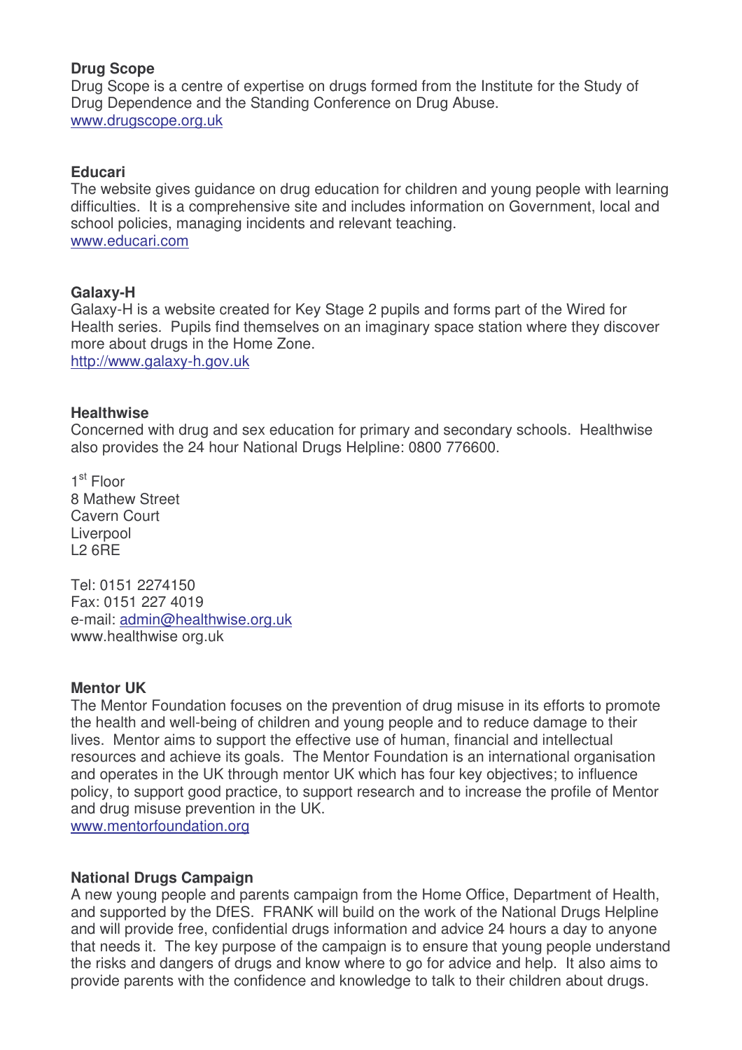**Drug Scope**
Drug Scope is a centre of expertise on drugs formed from the Institute for the Study of Drug Dependence and the Standing Conference on Drug Abuse.
www.drugscope.org.uk

**Educari**
The website gives guidance on drug education for children and young people with learning difficulties. It is a comprehensive site and includes information on Government, local and school policies, managing incidents and relevant teaching.
www.educari.com

**Galaxy-H**
Galaxy-H is a website created for Key Stage 2 pupils and forms part of the Wired for Health series. Pupils find themselves on an imaginary space station where they discover more about drugs in the Home Zone.
http://www.galaxy-h.gov.uk

**Healthwise**
Concerned with drug and sex education for primary and secondary schools. Healthwise also provides the 24 hour National Drugs Helpline: 0800 776600.

1st Floor
8 Mathew Street
Cavern Court
Liverpool
L2 6RE

Tel: 0151 2274150
Fax: 0151 227 4019
e-mail: admin@healthwise.org.uk
www.healthwise org.uk

**Mentor UK**
The Mentor Foundation focuses on the prevention of drug misuse in its efforts to promote the health and well-being of children and young people and to reduce damage to their lives. Mentor aims to support the effective use of human, financial and intellectual resources and achieve its goals. The Mentor Foundation is an international organisation and operates in the UK through mentor UK which has four key objectives; to influence policy, to support good practice, to support research and to increase the profile of Mentor and drug misuse prevention in the UK.
www.mentorfoundation.org

**National Drugs Campaign**
A new young people and parents campaign from the Home Office, Department of Health, and supported by the DfES. FRANK will build on the work of the National Drugs Helpline and will provide free, confidential drugs information and advice 24 hours a day to anyone that needs it. The key purpose of the campaign is to ensure that young people understand the risks and dangers of drugs and know where to go for advice and help. It also aims to provide parents with the confidence and knowledge to talk to their children about drugs.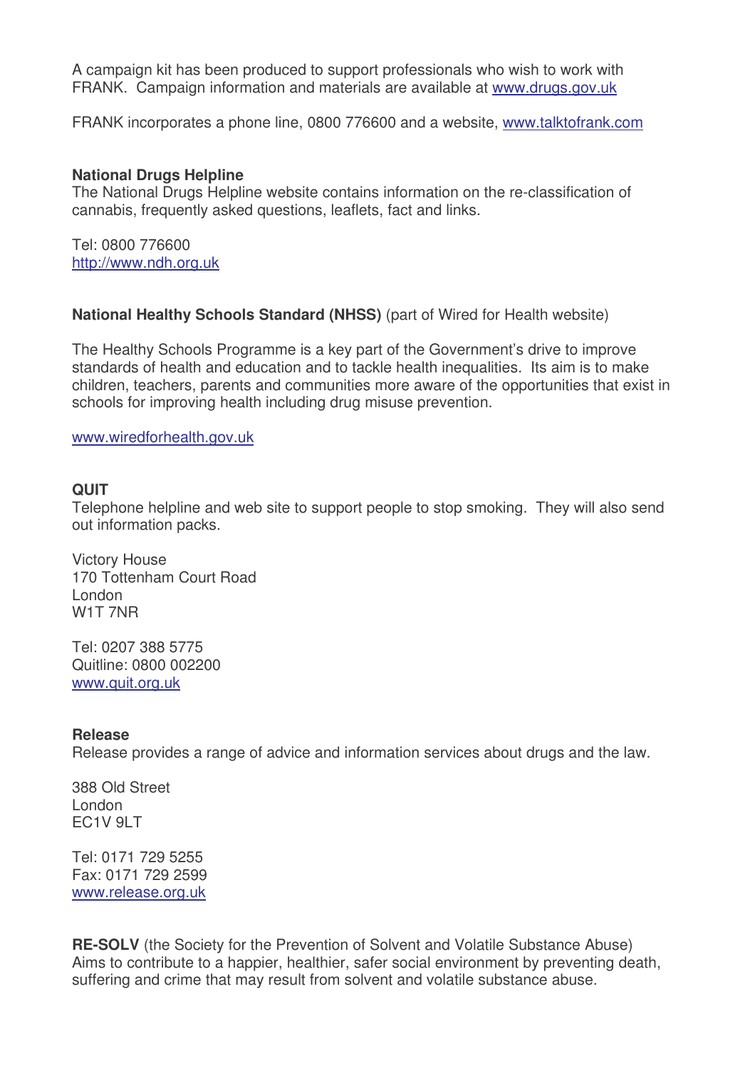A campaign kit has been produced to support professionals who wish to work with FRANK. Campaign information and materials are available at www.drugs.gov.uk

FRANK incorporates a phone line, 0800 776600 and a website, www.talktofrank.com

**National Drugs Helpline**
The National Drugs Helpline website contains information on the re-classification of cannabis, frequently asked questions, leaflets, fact and links.

Tel: 0800 776600
http://www.ndh.org.uk

**National Healthy Schools Standard (NHSS)** (part of Wired for Health website)

The Healthy Schools Programme is a key part of the Government's drive to improve standards of health and education and to tackle health inequalities. Its aim is to make children, teachers, parents and communities more aware of the opportunities that exist in schools for improving health including drug misuse prevention.

www.wiredforhealth.gov.uk

**QUIT**
Telephone helpline and web site to support people to stop smoking. They will also send out information packs.

Victory House
170 Tottenham Court Road
London
W1T 7NR

Tel: 0207 388 5775
Quitline: 0800 002200
www.quit.org.uk

**Release**
Release provides a range of advice and information services about drugs and the law.

388 Old Street
London
EC1V 9LT

Tel: 0171 729 5255
Fax: 0171 729 2599
www.release.org.uk

**RE-SOLV** (the Society for the Prevention of Solvent and Volatile Substance Abuse)
Aims to contribute to a happier, healthier, safer social environment by preventing death, suffering and crime that may result from solvent and volatile substance abuse.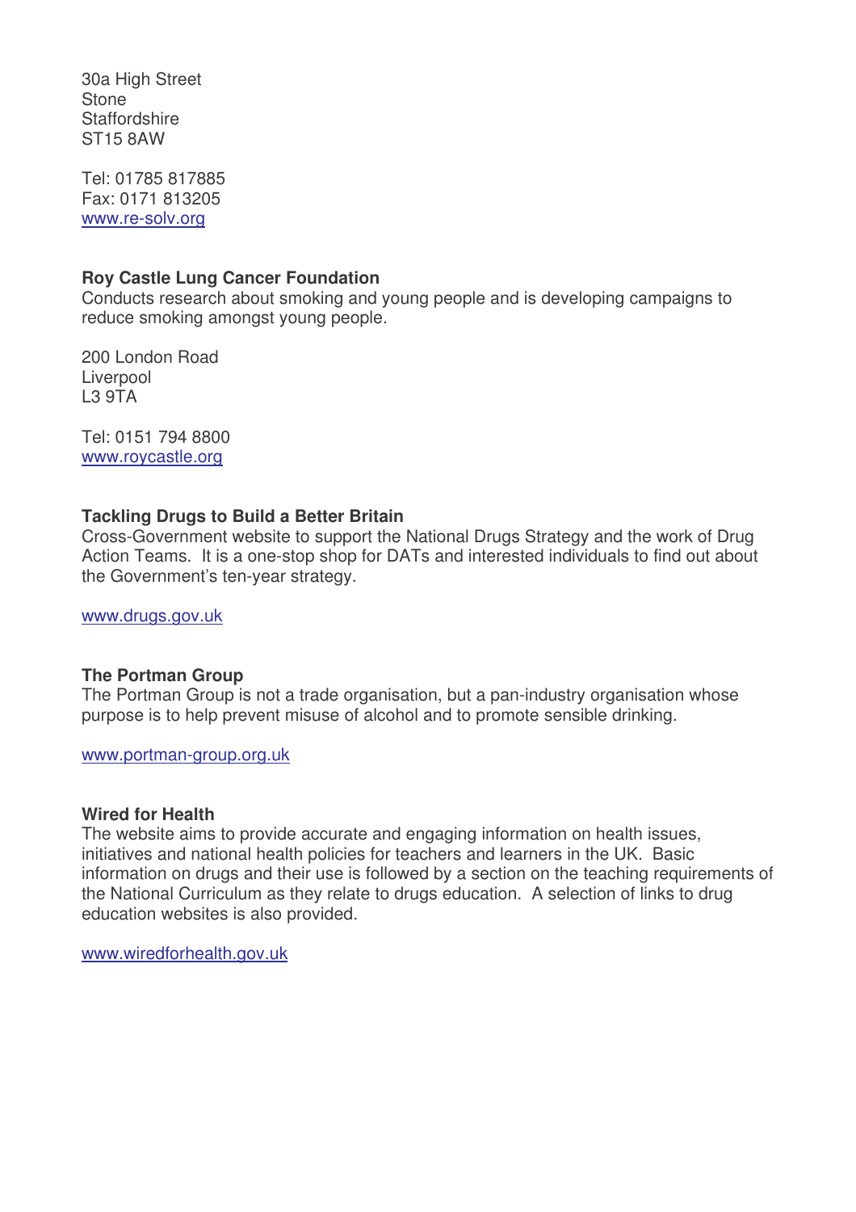30a High Street
Stone
Staffordshire
ST15 8AW

Tel: 01785 817885
Fax: 0171 813205
www.re-solv.org

**Roy Castle Lung Cancer Foundation**
Conducts research about smoking and young people and is developing campaigns to reduce smoking amongst young people.

200 London Road
Liverpool
L3 9TA

Tel: 0151 794 8800
www.roycastle.org

**Tackling Drugs to Build a Better Britain**
Cross-Government website to support the National Drugs Strategy and the work of Drug Action Teams. It is a one-stop shop for DATs and interested individuals to find out about the Government's ten-year strategy.

www.drugs.gov.uk

**The Portman Group**
The Portman Group is not a trade organisation, but a pan-industry organisation whose purpose is to help prevent misuse of alcohol and to promote sensible drinking.

www.portman-group.org.uk

**Wired for Health**
The website aims to provide accurate and engaging information on health issues, initiatives and national health policies for teachers and learners in the UK. Basic information on drugs and their use is followed by a section on the teaching requirements of the National Curriculum as they relate to drugs education. A selection of links to drug education websites is also provided.

www.wiredforhealth.gov.uk